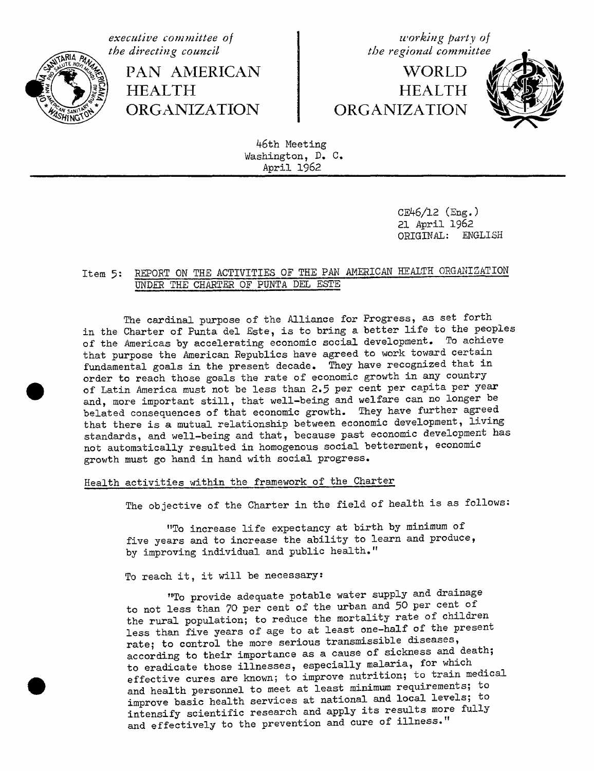*executive committee of the directing council*

PAN AMERICAN HEALTH ORGANIZATION

*working party of the regional committee*

WORLD HEALTH ORGANIZATION

46th Meeting
Washington, D. C.
April 1962

CE46/12 (Eng.)
21 April 1962
ORIGINAL: ENGLISH

## Item 5: REPORT ON THE ACTIVITIES OF THE PAN AMERICAN HEALTH ORGANIZATION UNDER THE CHARTER OF PUNTA DEL ESTE

The cardinal purpose of the Alliance for Progress, as set forth in the Charter of Punta del Este, is to bring a better life to the peoples of the Americas by accelerating economic social development. To achieve that purpose the American Republics have agreed to work toward certain fundamental goals in the present decade. They have recognized that in order to reach those goals the rate of economic growth in any country of Latin America must not be less than 2.5 per cent per capita per year and, more important still, that well-being and welfare can no longer be belated consequences of that economic growth. They have further agreed that there is a mutual relationship between economic development, living standards, and well-being and that, because past economic development has not automatically resulted in homogenous social betterment, economic growth must go hand in hand with social progress.

### Health activities within the framework of the Charter

The objective of the Charter in the field of health is as follows:

> "To increase life expectancy at birth by minimum of five years and to increase the ability to learn and produce, by improving individual and public health."

To reach it, it will be necessary:

> "To provide adequate potable water supply and drainage to not less than 70 per cent of the urban and 50 per cent of the rural population; to reduce the mortality rate of children less than five years of age to at least one-half of the present rate; to control the more serious transmissible diseases, according to their importance as a cause of sickness and death; to eradicate those illnesses, especially malaria, for which effective cures are known; to improve nutrition; to train medical and health personnel to meet at least minimum requirements; to improve basic health services at national and local levels; to intensify scientific research and apply its results more fully and effectively to the prevention and cure of illness."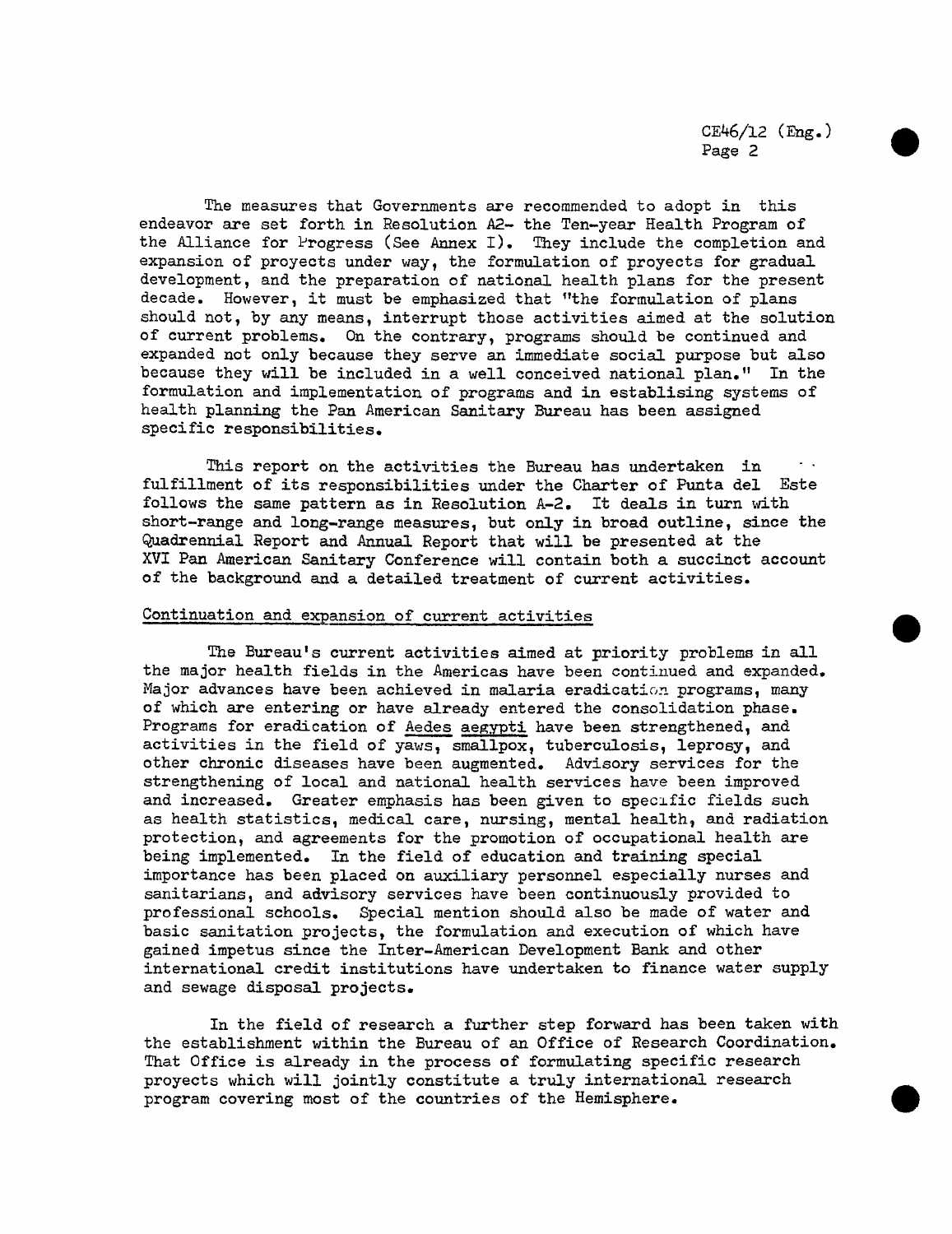The measures that Governments are recommended to adopt in this endeavor are set forth in Resolution A2- the Ten-year Health Program of the Alliance for Progress (See Annex I). They include the completion and expansion of proyects under way, the formulation of proyects for gradual development, and the preparation of national health plans for the present decade. However, it must be emphasized that "the formulation of plans should not, by any means, interrupt those activities aimed at the solution of current problems. On the contrary, programs should be continued and expanded not only because they serve an immediate social purpose but also because they will be included in a well conceived national plan." In the formulation and implementation of programs and in establising systems of health planning the Pan American Sanitary Bureau has been assigned specific responsibilities.

This report on the activities the Bureau has undertaken in fulfillment of its responsibilities under the Charter of Punta del Este follows the same pattern as in Resolution A-2. It deals in turn with short-range and long-range measures, but only in broad outline, since the Quadrennial Report and Annual Report that will be presented at the XVI Pan American Sanitary Conference will contain both a succinct account of the background and a detailed treatment of current activities.

## Continuation and expansion of current activities

The Bureau's current activities aimed at priority problems in all the major health fields in the Americas have been continued and expanded. Major advances have been achieved in malaria eradication programs, many of which are entering or have already entered the consolidation phase. Programs for eradication of *Aedes aegypti* have been strengthened, and activities in the field of yaws, smallpox, tuberculosis, leprosy, and other chronic diseases have been augmented. Advisory services for the strengthening of local and national health services have been improved and increased. Greater emphasis has been given to specific fields such as health statistics, medical care, nursing, mental health, and radiation protection, and agreements for the promotion of occupational health are being implemented. In the field of education and training special importance has been placed on auxiliary personnel especially nurses and sanitarians, and advisory services have been continuously provided to professional schools. Special mention should also be made of water and basic sanitation projects, the formulation and execution of which have gained impetus since the Inter-American Development Bank and other international credit institutions have undertaken to finance water supply and sewage disposal projects.

In the field of research a further step forward has been taken with the establishment within the Bureau of an Office of Research Coordination. That Office is already in the process of formulating specific research proyects which will jointly constitute a truly international research program covering most of the countries of the Hemisphere.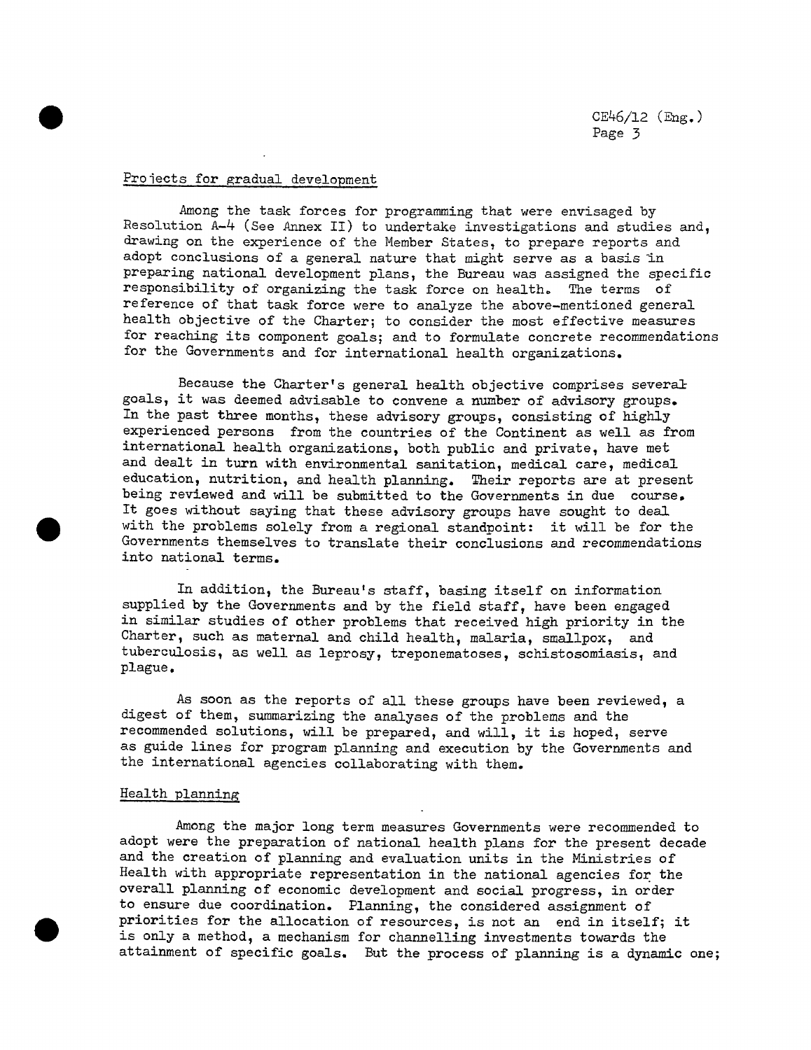Projects for gradual development

Among the task forces for programming that were envisaged by Resolution A-4 (See Annex II) to undertake investigations and studies and, drawing on the experience of the Member States, to prepare reports and adopt conclusions of a general nature that might serve as a basis in preparing national development plans, the Bureau was assigned the specific responsibility of organizing the task force on health. The terms of reference of that task force were to analyze the above-mentioned general health objective of the Charter; to consider the most effective measures for reaching its component goals; and to formulate concrete recommendations for the Governments and for international health organizations.

Because the Charter's general health objective comprises several goals, it was deemed advisable to convene a number of advisory groups. In the past three months, these advisory groups, consisting of highly experienced persons from the countries of the Continent as well as from international health organizations, both public and private, have met and dealt in turn with environmental sanitation, medical care, medical education, nutrition, and health planning. Their reports are at present being reviewed and will be submitted to the Governments in due course. It goes without saying that these advisory groups have sought to deal with the problems solely from a regional standpoint: it will be for the Governments themselves to translate their conclusions and recommendations into national terms.

In addition, the Bureau's staff, basing itself on information supplied by the Governments and by the field staff, have been engaged in similar studies of other problems that received high priority in the Charter, such as maternal and child health, malaria, smallpox, and tuberculosis, as well as leprosy, treponematoses, schistosomiasis, and plague.

As soon as the reports of all these groups have been reviewed, a digest of them, summarizing the analyses of the problems and the recommended solutions, will be prepared, and will, it is hoped, serve as guide lines for program planning and execution by the Governments and the international agencies collaborating with them.

Health planning

Among the major long term measures Governments were recommended to adopt were the preparation of national health plans for the present decade and the creation of planning and evaluation units in the Ministries of Health with appropriate representation in the national agencies for the overall planning of economic development and social progress, in order to ensure due coordination. Planning, the considered assignment of priorities for the allocation of resources, is not an end in itself; it is only a method, a mechanism for channelling investments towards the attainment of specific goals. But the process of planning is a dynamic one;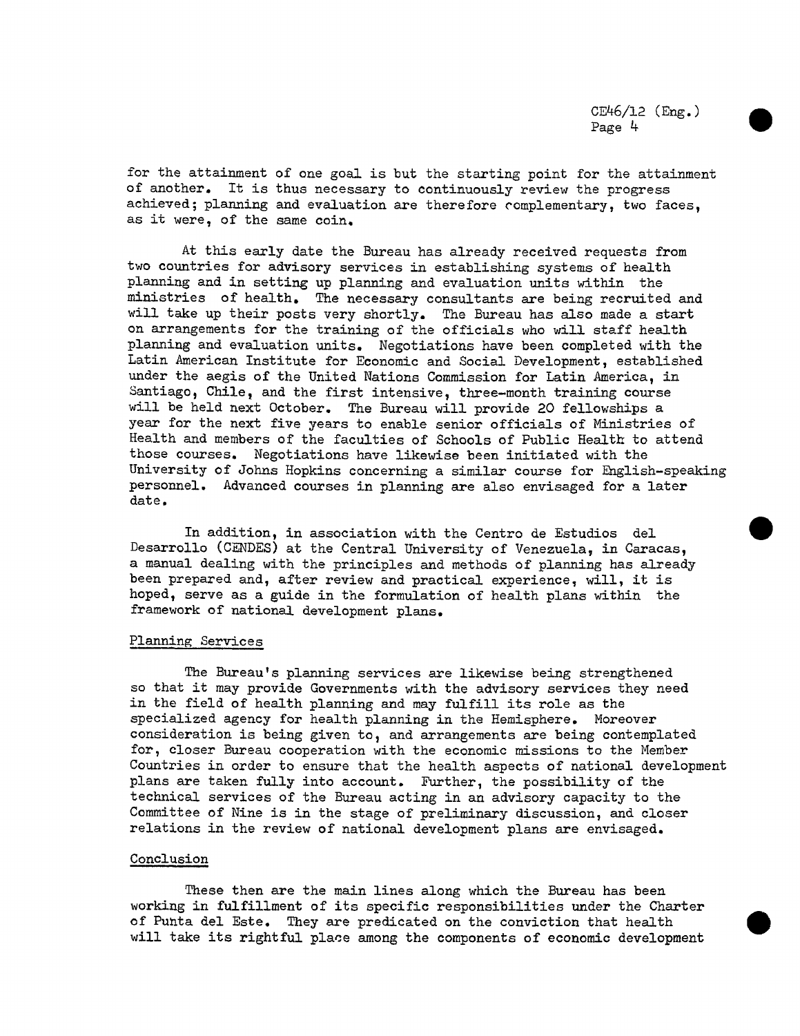for the attainment of one goal is but the starting point for the attainment of another. It is thus necessary to continuously review the progress achieved; planning and evaluation are therefore complementary, two faces, as it were, of the same coin.

At this early date the Bureau has already received requests from two countries for advisory services in establishing systems of health planning and in setting up planning and evaluation units within the ministries of health. The necessary consultants are being recruited and will take up their posts very shortly. The Bureau has also made a start on arrangements for the training of the officials who will staff health planning and evaluation units. Negotiations have been completed with the Latin American Institute for Economic and Social Development, established under the aegis of the United Nations Commission for Latin America, in Santiago, Chile, and the first intensive, three-month training course will be held next October. The Bureau will provide 20 fellowships a year for the next five years to enable senior officials of Ministries of Health and members of the faculties of Schools of Public Health to attend those courses. Negotiations have likewise been initiated with the University of Johns Hopkins concerning a similar course for English-speaking personnel. Advanced courses in planning are also envisaged for a later date.

In addition, in association with the Centro de Estudios del Desarrollo (CENDES) at the Central University of Venezuela, in Caracas, a manual dealing with the principles and methods of planning has already been prepared and, after review and practical experience, will, it is hoped, serve as a guide in the formulation of health plans within the framework of national development plans.

Planning Services

The Bureau's planning services are likewise being strengthened so that it may provide Governments with the advisory services they need in the field of health planning and may fulfill its role as the specialized agency for health planning in the Hemisphere. Moreover consideration is being given to, and arrangements are being contemplated for, closer Bureau cooperation with the economic missions to the Member Countries in order to ensure that the health aspects of national development plans are taken fully into account. Further, the possibility of the technical services of the Bureau acting in an advisory capacity to the Committee of Nine is in the stage of preliminary discussion, and closer relations in the review of national development plans are envisaged.

Conclusion

These then are the main lines along which the Bureau has been working in fulfillment of its specific responsibilities under the Charter of Punta del Este. They are predicated on the conviction that health will take its rightful place among the components of economic development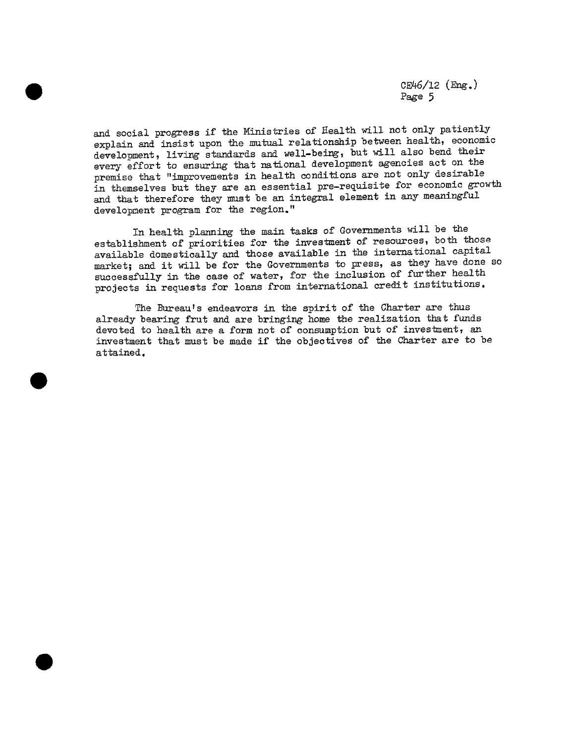and social progress if the Ministries of Health will not only patiently explain and insist upon the mutual relationship between health, economic development, living standards and well-being, but will also bend their every effort to ensuring that national development agencies act on the premise that "improvements in health conditions are not only desirable in themselves but they are an essential pre-requisite for economic growth and that therefore they must be an integral element in any meaningful development program for the region."

In health planning the main tasks of Governments will be the establishment of priorities for the investment of resources, both those available domestically and those available in the international capital market; and it will be for the Governments to press, as they have done so successfully in the case of water, for the inclusion of further health projects in requests for loans from international credit institutions.

The Bureau's endeavors in the spirit of the Charter are thus already bearing frut and are bringing home the realization that funds devoted to health are a form not of consumption but of investment, an investment that must be made if the objectives of the Charter are to be attained.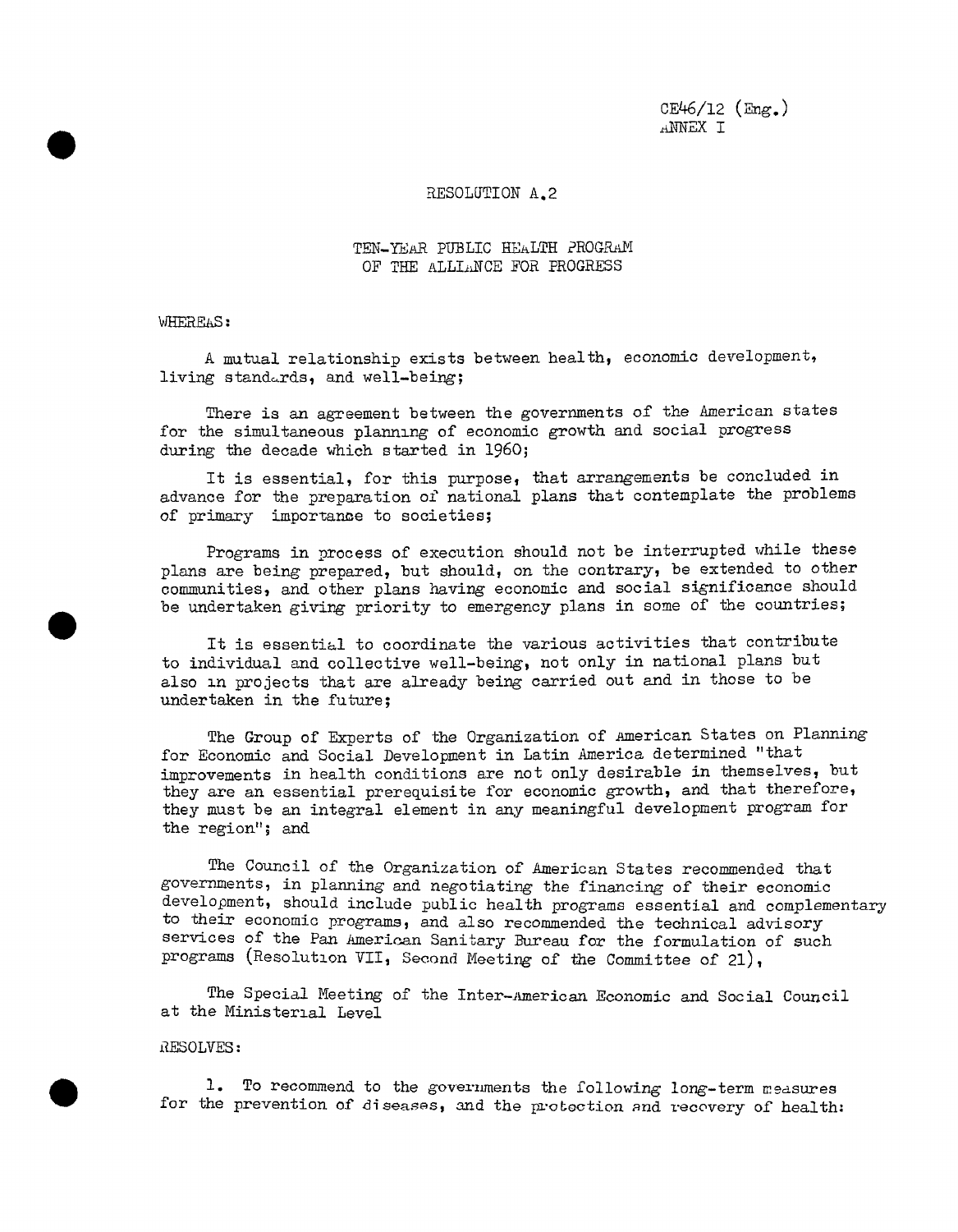CE46/12 (Eng.)
ANNEX I

RESOLUTION A.2

TEN-YEAR PUBLIC HEALTH PROGRAM
OF THE ALLIANCE FOR PROGRESS

WHEREAS:

A mutual relationship exists between health, economic development, living standards, and well-being;

There is an agreement between the governments of the American states for the simultaneous planning of economic growth and social progress during the decade which started in 1960;

It is essential, for this purpose, that arrangements be concluded in advance for the preparation of national plans that contemplate the problems of primary importance to societies;

Programs in process of execution should not be interrupted while these plans are being prepared, but should, on the contrary, be extended to other communities, and other plans having economic and social significance should be undertaken giving priority to emergency plans in some of the countries;

It is essential to coordinate the various activities that contribute to individual and collective well-being, not only in national plans but also in projects that are already being carried out and in those to be undertaken in the future;

The Group of Experts of the Organization of American States on Planning for Economic and Social Development in Latin America determined "that improvements in health conditions are not only desirable in themselves, but they are an essential prerequisite for economic growth, and that therefore, they must be an integral element in any meaningful development program for the region"; and

The Council of the Organization of American States recommended that governments, in planning and negotiating the financing of their economic development, should include public health programs essential and complementary to their economic programs, and also recommended the technical advisory services of the Pan American Sanitary Bureau for the formulation of such programs (Resolution VII, Second Meeting of the Committee of 21),

The Special Meeting of the Inter-American Economic and Social Council at the Ministerial Level

RESOLVES:

1. To recommend to the governments the following long-term measures for the prevention of diseases, and the protection and recovery of health: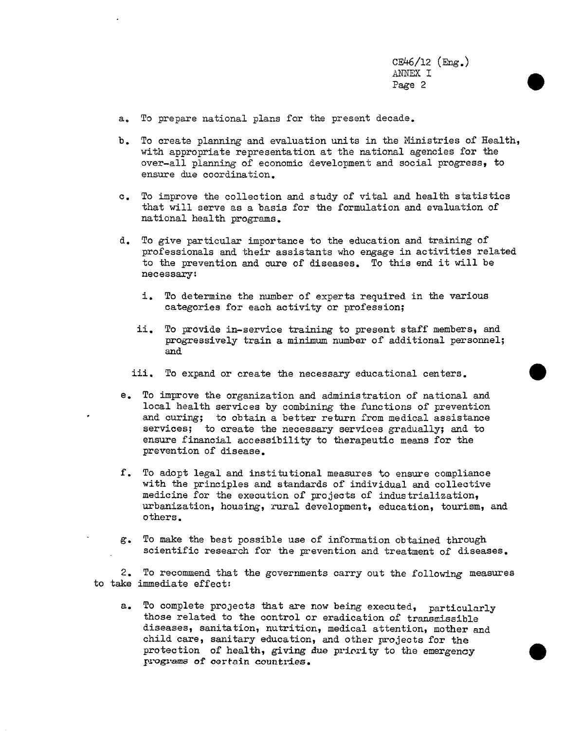a. To prepare national plans for the present decade.

b. To create planning and evaluation units in the Ministries of Health, with appropriate representation at the national agencies for the over-all planning of economic development and social progress, to ensure due coordination.

c. To improve the collection and study of vital and health statistics that will serve as a basis for the formulation and evaluation of national health programs.

d. To give particular importance to the education and training of professionals and their assistants who engage in activities related to the prevention and cure of diseases. To this end it will be necessary:

   i. To determine the number of experts required in the various categories for each activity or profession;

   ii. To provide in-service training to present staff members, and progressively train a minimum number of additional personnel; and

   iii. To expand or create the necessary educational centers.

e. To improve the organization and administration of national and local health services by combining the functions of prevention and curing; to obtain a better return from medical assistance services; to create the necessary services gradually; and to ensure financial accessibility to therapeutic means for the prevention of disease.

f. To adopt legal and institutional measures to ensure compliance with the principles and standards of individual and collective medicine for the execution of projects of industrialization, urbanization, housing, rural development, education, tourism, and others.

g. To make the best possible use of information obtained through scientific research for the prevention and treatment of diseases.

2. To recommend that the governments carry out the following measures to take immediate effect:

a. To complete projects that are now being executed, particularly those related to the control or eradication of transmissible diseases, sanitation, nutrition, medical attention, mother and child care, sanitary education, and other projects for the protection of health, giving due priority to the emergency programs of certain countries.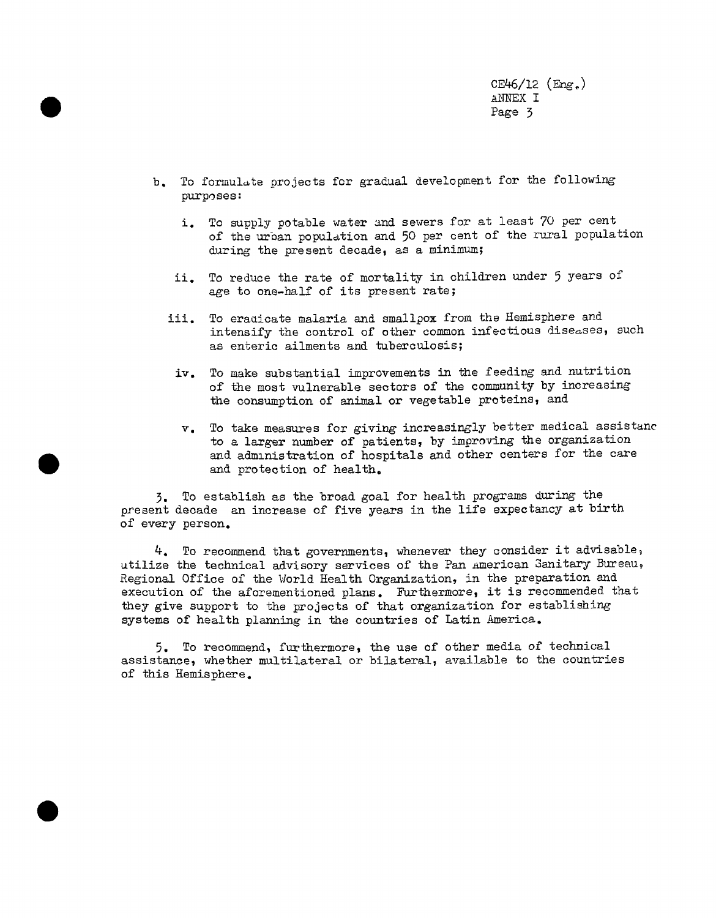b. To formulate projects for gradual development for the following purposes:

   i. To supply potable water and sewers for at least 70 per cent of the urban population and 50 per cent of the rural population during the present decade, as a minimum;

   ii. To reduce the rate of mortality in children under 5 years of age to one-half of its present rate;

   iii. To eradicate malaria and smallpox from the Hemisphere and intensify the control of other common infectious diseases, such as enteric ailments and tuberculosis;

   iv. To make substantial improvements in the feeding and nutrition of the most vulnerable sectors of the community by increasing the consumption of animal or vegetable proteins, and

   v. To take measures for giving increasingly better medical assistanc to a larger number of patients, by improving the organization and administration of hospitals and other centers for the care and protection of health.

3. To establish as the broad goal for health programs during the present decade an increase of five years in the life expectancy at birth of every person.

4. To recommend that governments, whenever they consider it advisable, utilize the technical advisory services of the Pan American Sanitary Bureau, Regional Office of the World Health Organization, in the preparation and execution of the aforementioned plans. Furthermore, it is recommended that they give support to the projects of that organization for establishing systems of health planning in the countries of Latin America.

5. To recommend, furthermore, the use of other media of technical assistance, whether multilateral or bilateral, available to the countries of this Hemisphere.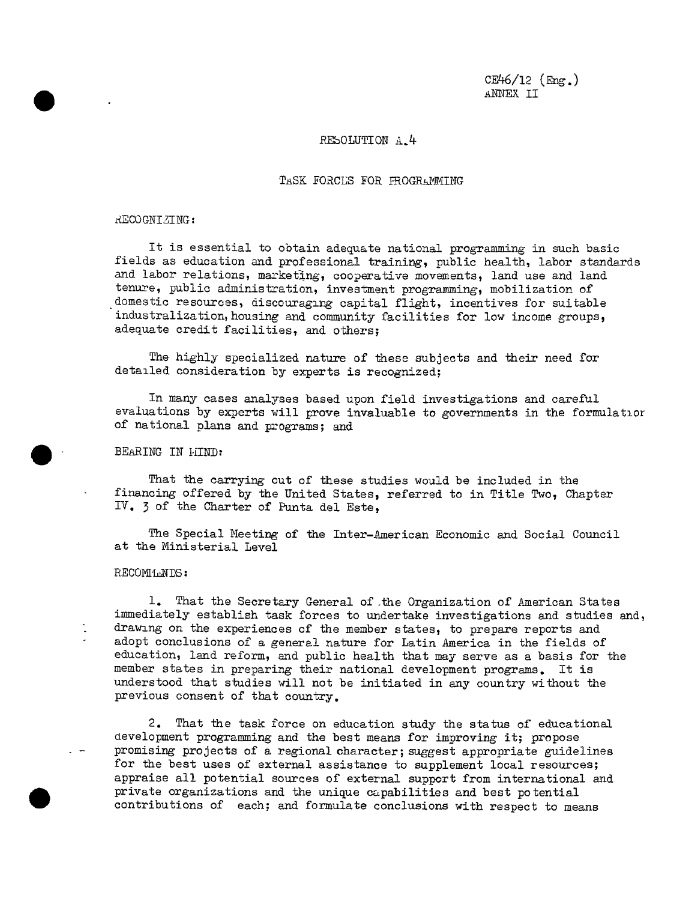CE46/12 (Eng.)
ANNEX II

# RESOLUTION A.4

## TASK FORCES FOR PROGRAMMING

RECOGNIZING:

It is essential to obtain adequate national programming in such basic fields as education and professional training, public health, labor standards and labor relations, marketing, cooperative movements, land use and land tenure, public administration, investment programming, mobilization of domestic resources, discouraging capital flight, incentives for suitable industralization, housing and community facilities for low income groups, adequate credit facilities, and others;

The highly specialized nature of these subjects and their need for detailed consideration by experts is recognized;

In many cases analyses based upon field investigations and careful evaluations by experts will prove invaluable to governments in the formulation of national plans and programs; and

BEARING IN MIND:

That the carrying out of these studies would be included in the financing offered by the United States, referred to in Title Two, Chapter IV. 3 of the Charter of Punta del Este,

The Special Meeting of the Inter-American Economic and Social Council at the Ministerial Level

RECOMMENDS:

1. That the Secretary General of the Organization of American States immediately establish task forces to undertake investigations and studies and, drawing on the experiences of the member states, to prepare reports and adopt conclusions of a general nature for Latin America in the fields of education, land reform, and public health that may serve as a basis for the member states in preparing their national development programs. It is understood that studies will not be initiated in any country without the previous consent of that country.

2. That the task force on education study the status of educational development programming and the best means for improving it; propose promising projects of a regional character; suggest appropriate guidelines for the best uses of external assistance to supplement local resources; appraise all potential sources of external support from international and private organizations and the unique capabilities and best potential contributions of each; and formulate conclusions with respect to means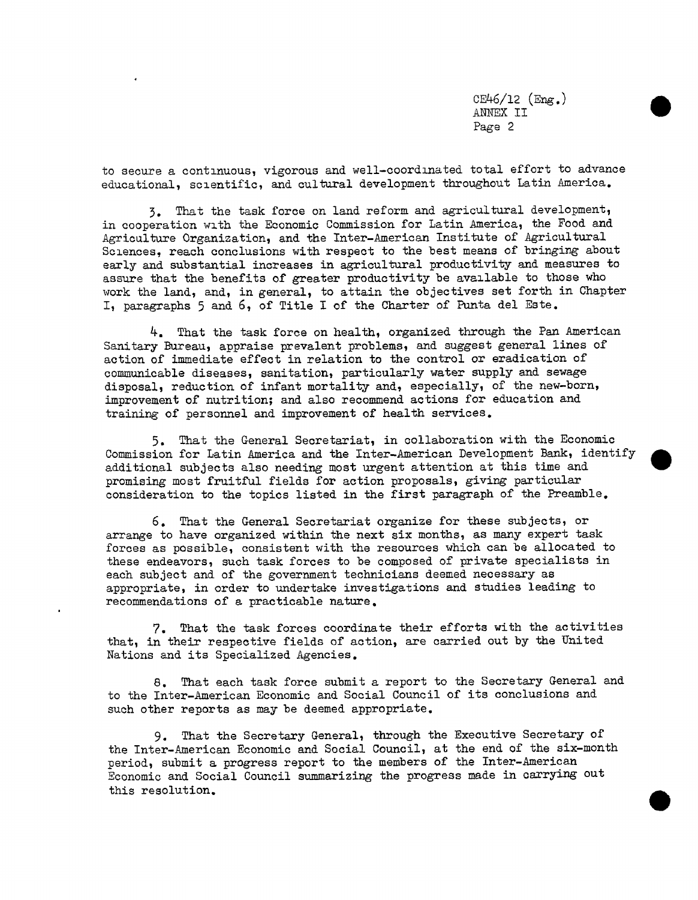to secure a continuous, vigorous and well-coordinated total effort to advance educational, scientific, and cultural development throughout Latin America.

3. That the task force on land reform and agricultural development, in cooperation with the Economic Commission for Latin America, the Food and Agriculture Organization, and the Inter-American Institute of Agricultural Sciences, reach conclusions with respect to the best means of bringing about early and substantial increases in agricultural productivity and measures to assure that the benefits of greater productivity be available to those who work the land, and, in general, to attain the objectives set forth in Chapter I, paragraphs 5 and 6, of Title I of the Charter of Punta del Este.

4. That the task force on health, organized through the Pan American Sanitary Bureau, appraise prevalent problems, and suggest general lines of action of immediate effect in relation to the control or eradication of communicable diseases, sanitation, particularly water supply and sewage disposal, reduction of infant mortality and, especially, of the new-born, improvement of nutrition; and also recommend actions for education and training of personnel and improvement of health services.

5. That the General Secretariat, in collaboration with the Economic Commission for Latin America and the Inter-American Development Bank, identify additional subjects also needing most urgent attention at this time and promising most fruitful fields for action proposals, giving particular consideration to the topics listed in the first paragraph of the Preamble.

6. That the General Secretariat organize for these subjects, or arrange to have organized within the next six months, as many expert task forces as possible, consistent with the resources which can be allocated to these endeavors, such task forces to be composed of private specialists in each subject and of the government technicians deemed necessary as appropriate, in order to undertake investigations and studies leading to recommendations of a practicable nature.

7. That the task forces coordinate their efforts with the activities that, in their respective fields of action, are carried out by the United Nations and its Specialized Agencies.

8. That each task force submit a report to the Secretary General and to the Inter-American Economic and Social Council of its conclusions and such other reports as may be deemed appropriate.

9. That the Secretary General, through the Executive Secretary of the Inter-American Economic and Social Council, at the end of the six-month period, submit a progress report to the members of the Inter-American Economic and Social Council summarizing the progress made in carrying out this resolution.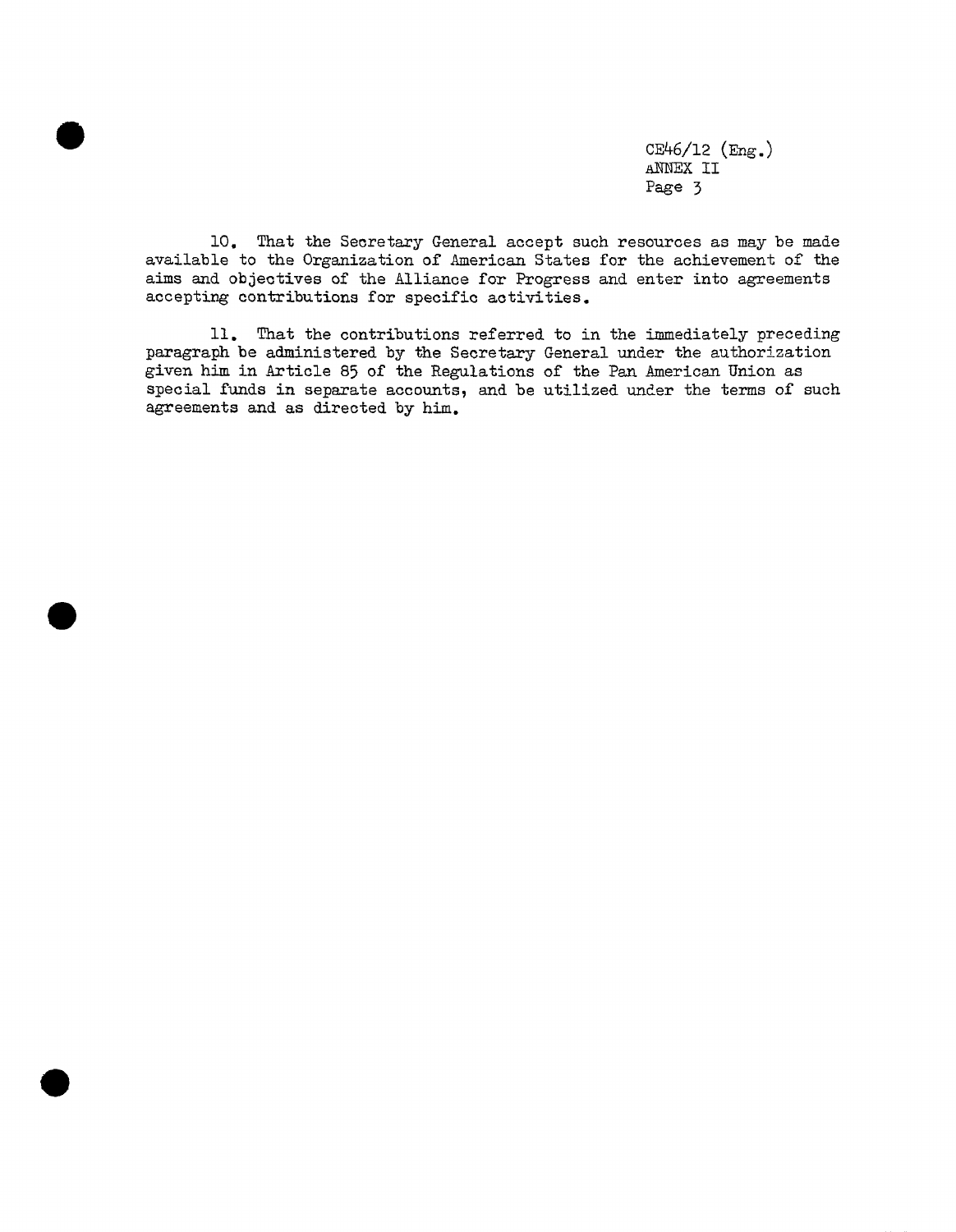10. That the Secretary General accept such resources as may be made available to the Organization of American States for the achievement of the aims and objectives of the Alliance for Progress and enter into agreements accepting contributions for specific activities.

11. That the contributions referred to in the immediately preceding paragraph be administered by the Secretary General under the authorization given him in Article 85 of the Regulations of the Pan American Union as special funds in separate accounts, and be utilized under the terms of such agreements and as directed by him.